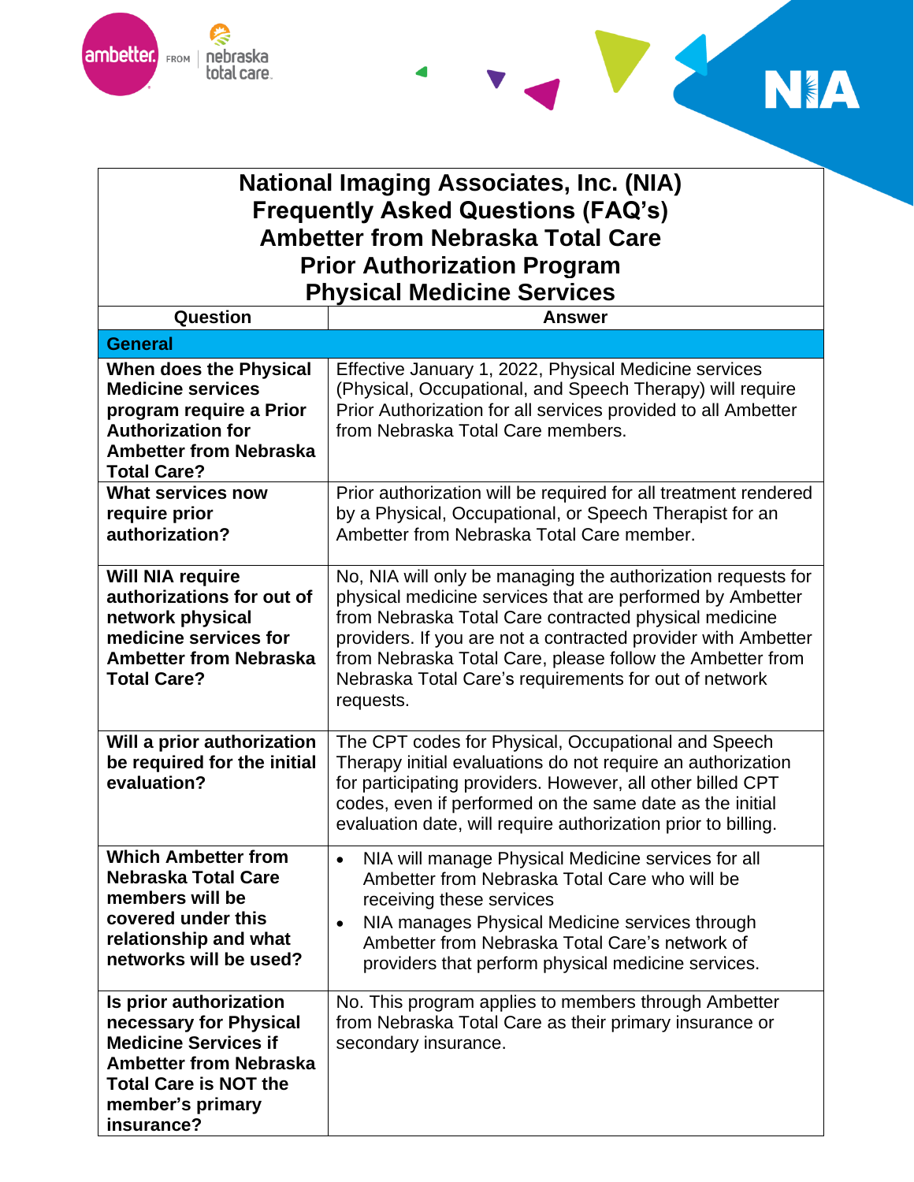# National Imaging Associates, Inc. (NIA)
# Frequently Asked Questions (FAQ's)
# Ambetter from Nebraska Total Care
# Prior Authorization Program
# Physical Medicine Services

| Question | Answer |
|---|---|
| **General** | |
| **When does the Physical Medicine services program require a Prior Authorization for Ambetter from Nebraska Total Care?** | Effective January 1, 2022, Physical Medicine services (Physical, Occupational, and Speech Therapy) will require Prior Authorization for all services provided to all Ambetter from Nebraska Total Care members. |
| **What services now require prior authorization?** | Prior authorization will be required for all treatment rendered by a Physical, Occupational, or Speech Therapist for an Ambetter from Nebraska Total Care member. |
| **Will NIA require authorizations for out of network physical medicine services for Ambetter from Nebraska Total Care?** | No, NIA will only be managing the authorization requests for physical medicine services that are performed by Ambetter from Nebraska Total Care contracted physical medicine providers. If you are not a contracted provider with Ambetter from Nebraska Total Care, please follow the Ambetter from Nebraska Total Care's requirements for out of network requests. |
| **Will a prior authorization be required for the initial evaluation?** | The CPT codes for Physical, Occupational and Speech Therapy initial evaluations do not require an authorization for participating providers. However, all other billed CPT codes, even if performed on the same date as the initial evaluation date, will require authorization prior to billing. |
| **Which Ambetter from Nebraska Total Care members will be covered under this relationship and what networks will be used?** | • NIA will manage Physical Medicine services for all Ambetter from Nebraska Total Care who will be receiving these services<br>• NIA manages Physical Medicine services through Ambetter from Nebraska Total Care's network of providers that perform physical medicine services. |
| **Is prior authorization necessary for Physical Medicine Services if Ambetter from Nebraska Total Care is NOT the member's primary insurance?** | No. This program applies to members through Ambetter from Nebraska Total Care as their primary insurance or secondary insurance. |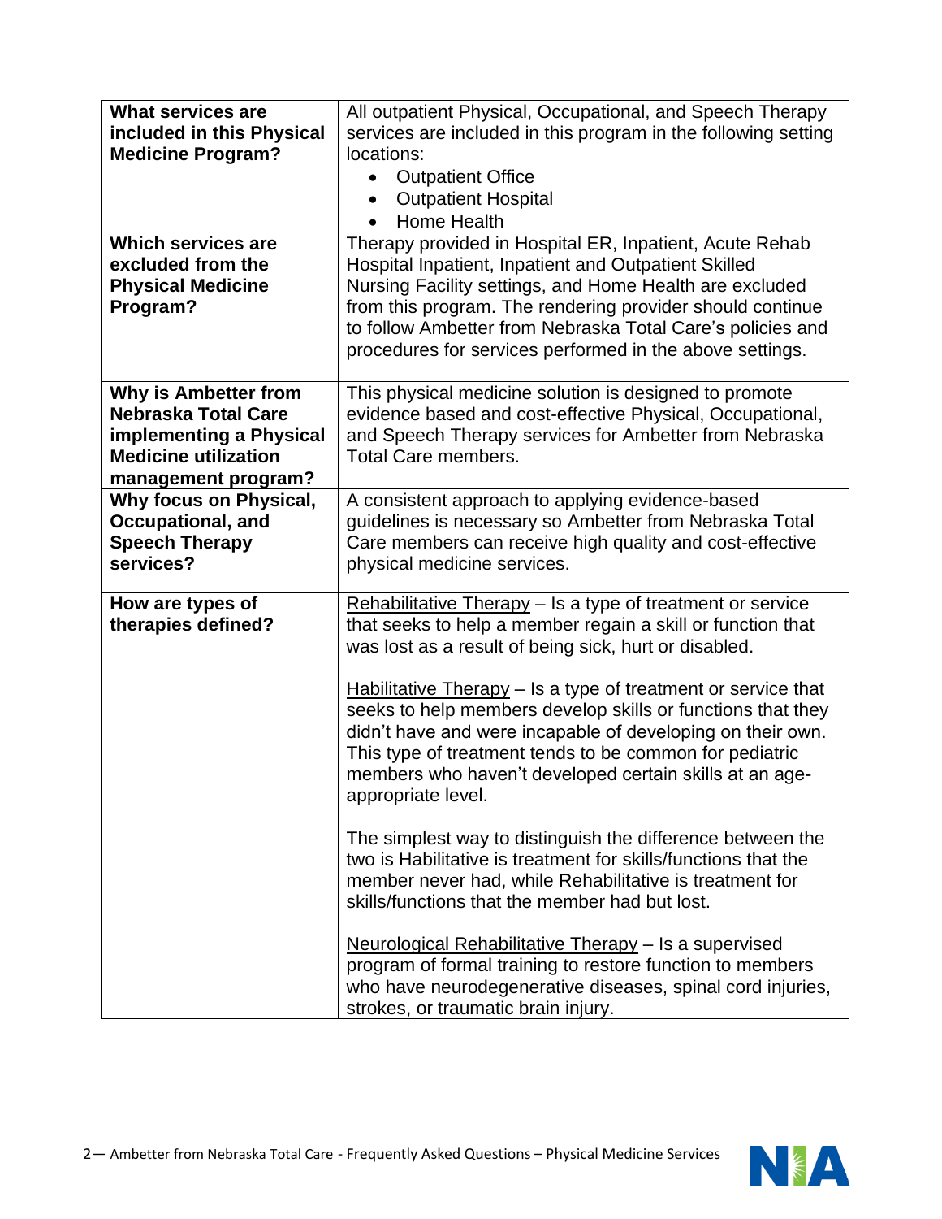| | |
|---|---|
| **What services are included in this Physical Medicine Program?** | All outpatient Physical, Occupational, and Speech Therapy services are included in this program in the following setting locations:<br>• Outpatient Office<br>• Outpatient Hospital<br>• Home Health |
| **Which services are excluded from the Physical Medicine Program?** | Therapy provided in Hospital ER, Inpatient, Acute Rehab Hospital Inpatient, Inpatient and Outpatient Skilled Nursing Facility settings, and Home Health are excluded from this program. The rendering provider should continue to follow Ambetter from Nebraska Total Care's policies and procedures for services performed in the above settings. |
| **Why is Ambetter from Nebraska Total Care implementing a Physical Medicine utilization management program?** | This physical medicine solution is designed to promote evidence based and cost-effective Physical, Occupational, and Speech Therapy services for Ambetter from Nebraska Total Care members. |
| **Why focus on Physical, Occupational, and Speech Therapy services?** | A consistent approach to applying evidence-based guidelines is necessary so Ambetter from Nebraska Total Care members can receive high quality and cost-effective physical medicine services. |
| **How are types of therapies defined?** | <u>Rehabilitative Therapy</u> – Is a type of treatment or service that seeks to help a member regain a skill or function that was lost as a result of being sick, hurt or disabled.<br><br><u>Habilitative Therapy</u> – Is a type of treatment or service that seeks to help members develop skills or functions that they didn't have and were incapable of developing on their own. This type of treatment tends to be common for pediatric members who haven't developed certain skills at an age-appropriate level.<br><br>The simplest way to distinguish the difference between the two is Habilitative is treatment for skills/functions that the member never had, while Rehabilitative is treatment for skills/functions that the member had but lost.<br><br><u>Neurological Rehabilitative Therapy</u> – Is a supervised program of formal training to restore function to members who have neurodegenerative diseases, spinal cord injuries, strokes, or traumatic brain injury. |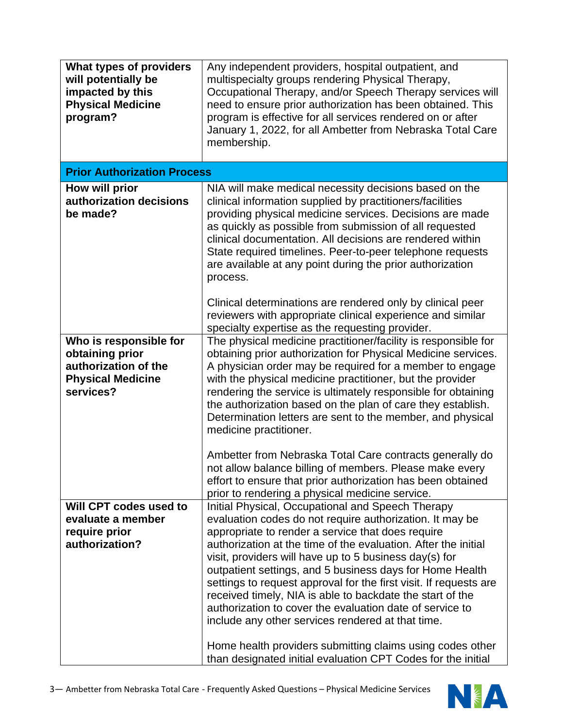| | |
|---|---|
| **What types of providers will potentially be impacted by this Physical Medicine program?** | Any independent providers, hospital outpatient, and multispecialty groups rendering Physical Therapy, Occupational Therapy, and/or Speech Therapy services will need to ensure prior authorization has been obtained. This program is effective for all services rendered on or after January 1, 2022, for all Ambetter from Nebraska Total Care membership. |
| **Prior Authorization Process** | |
| **How will prior authorization decisions be made?** | NIA will make medical necessity decisions based on the clinical information supplied by practitioners/facilities providing physical medicine services. Decisions are made as quickly as possible from submission of all requested clinical documentation. All decisions are rendered within State required timelines. Peer-to-peer telephone requests are available at any point during the prior authorization process.<br><br>Clinical determinations are rendered only by clinical peer reviewers with appropriate clinical experience and similar specialty expertise as the requesting provider. |
| **Who is responsible for obtaining prior authorization of the Physical Medicine services?** | The physical medicine practitioner/facility is responsible for obtaining prior authorization for Physical Medicine services. A physician order may be required for a member to engage with the physical medicine practitioner, but the provider rendering the service is ultimately responsible for obtaining the authorization based on the plan of care they establish. Determination letters are sent to the member, and physical medicine practitioner.<br><br>Ambetter from Nebraska Total Care contracts generally do not allow balance billing of members. Please make every effort to ensure that prior authorization has been obtained prior to rendering a physical medicine service. |
| **Will CPT codes used to evaluate a member require prior authorization?** | Initial Physical, Occupational and Speech Therapy evaluation codes do not require authorization. It may be appropriate to render a service that does require authorization at the time of the evaluation. After the initial visit, providers will have up to 5 business day(s) for outpatient settings, and 5 business days for Home Health settings to request approval for the first visit. If requests are received timely, NIA is able to backdate the start of the authorization to cover the evaluation date of service to include any other services rendered at that time.<br><br>Home health providers submitting claims using codes other than designated initial evaluation CPT Codes for the initial |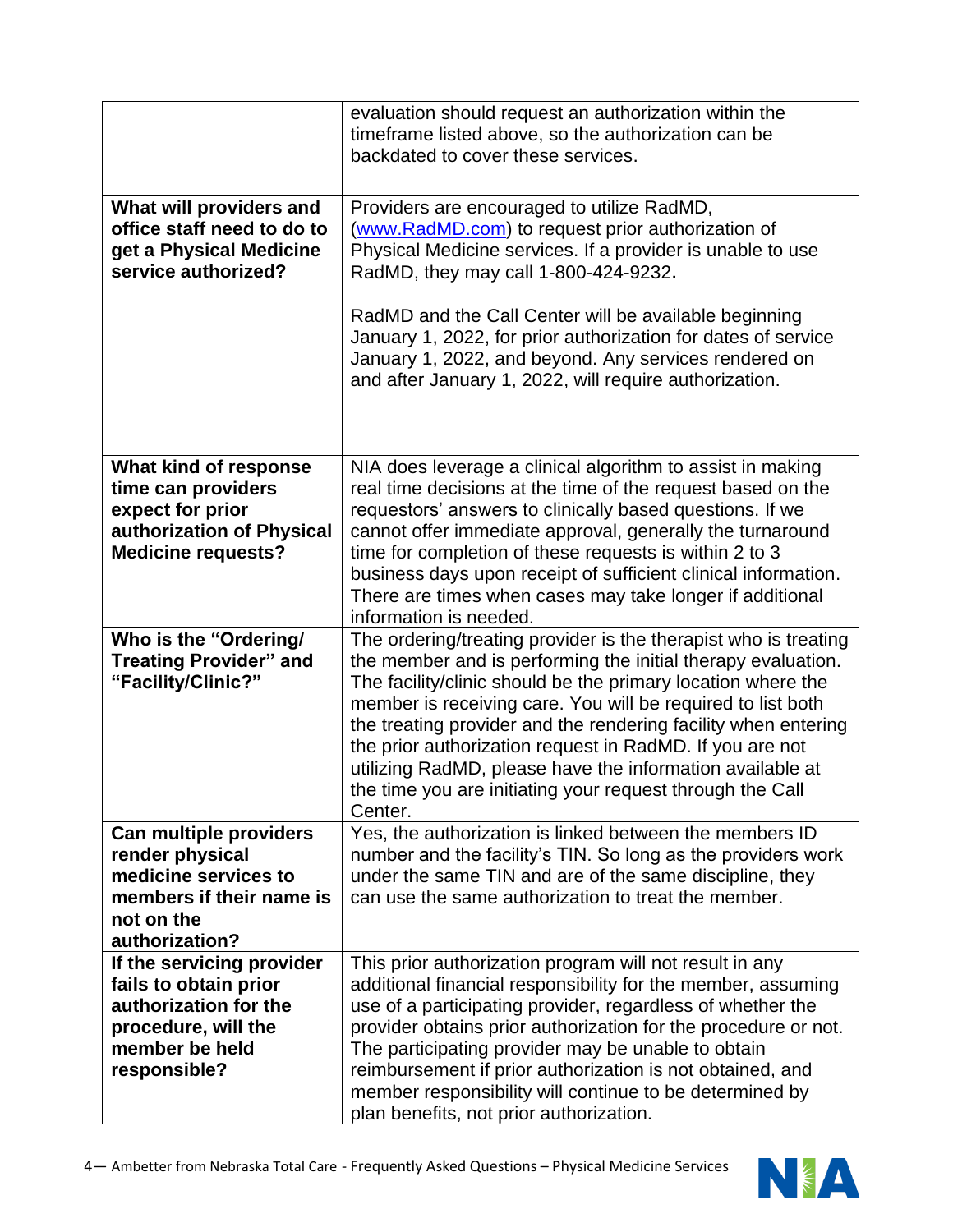| | |
|---|---|
| | evaluation should request an authorization within the timeframe listed above, so the authorization can be backdated to cover these services. |
| **What will providers and office staff need to do to get a Physical Medicine service authorized?** | Providers are encouraged to utilize RadMD, (www.RadMD.com) to request prior authorization of Physical Medicine services. If a provider is unable to use RadMD, they may call 1-800-424-9232.<br><br>RadMD and the Call Center will be available beginning January 1, 2022, for prior authorization for dates of service January 1, 2022, and beyond. Any services rendered on and after January 1, 2022, will require authorization. |
| **What kind of response time can providers expect for prior authorization of Physical Medicine requests?** | NIA does leverage a clinical algorithm to assist in making real time decisions at the time of the request based on the requestors' answers to clinically based questions. If we cannot offer immediate approval, generally the turnaround time for completion of these requests is within 2 to 3 business days upon receipt of sufficient clinical information. There are times when cases may take longer if additional information is needed. |
| **Who is the "Ordering/ Treating Provider" and "Facility/Clinic?"** | The ordering/treating provider is the therapist who is treating the member and is performing the initial therapy evaluation. The facility/clinic should be the primary location where the member is receiving care. You will be required to list both the treating provider and the rendering facility when entering the prior authorization request in RadMD. If you are not utilizing RadMD, please have the information available at the time you are initiating your request through the Call Center. |
| **Can multiple providers render physical medicine services to members if their name is not on the authorization?** | Yes, the authorization is linked between the members ID number and the facility's TIN. So long as the providers work under the same TIN and are of the same discipline, they can use the same authorization to treat the member. |
| **If the servicing provider fails to obtain prior authorization for the procedure, will the member be held responsible?** | This prior authorization program will not result in any additional financial responsibility for the member, assuming use of a participating provider, regardless of whether the provider obtains prior authorization for the procedure or not. The participating provider may be unable to obtain reimbursement if prior authorization is not obtained, and member responsibility will continue to be determined by plan benefits, not prior authorization. |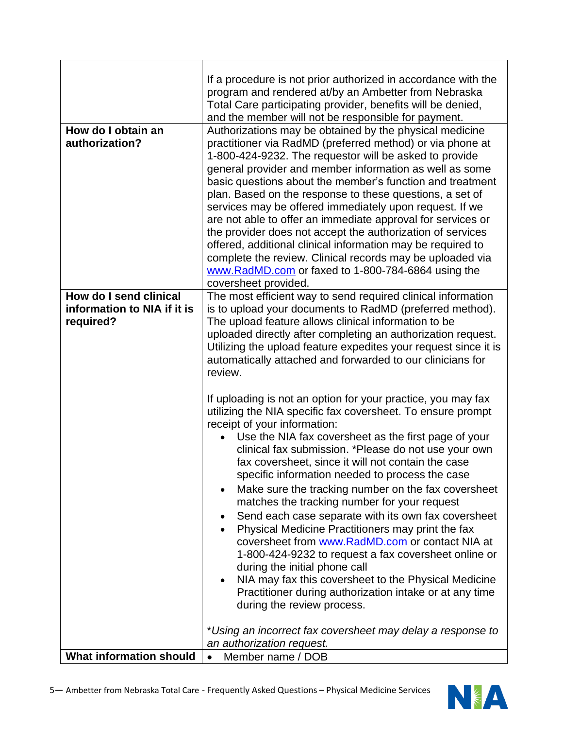| | |
|---|---|
| | If a procedure is not prior authorized in accordance with the program and rendered at/by an Ambetter from Nebraska Total Care participating provider, benefits will be denied, and the member will not be responsible for payment. |
| **How do I obtain an authorization?** | Authorizations may be obtained by the physical medicine practitioner via RadMD (preferred method) or via phone at 1-800-424-9232. The requestor will be asked to provide general provider and member information as well as some basic questions about the member's function and treatment plan. Based on the response to these questions, a set of services may be offered immediately upon request. If we are not able to offer an immediate approval for services or the provider does not accept the authorization of services offered, additional clinical information may be required to complete the review. Clinical records may be uploaded via [www.RadMD.com](http://www.RadMD.com) or faxed to 1-800-784-6864 using the coversheet provided. |
| **How do I send clinical information to NIA if it is required?** | The most efficient way to send required clinical information is to upload your documents to RadMD (preferred method). The upload feature allows clinical information to be uploaded directly after completing an authorization request. Utilizing the upload feature expedites your request since it is automatically attached and forwarded to our clinicians for review.<br><br>If uploading is not an option for your practice, you may fax utilizing the NIA specific fax coversheet. To ensure prompt receipt of your information:<br>• Use the NIA fax coversheet as the first page of your clinical fax submission. *Please do not use your own fax coversheet, since it will not contain the case specific information needed to process the case<br>• Make sure the tracking number on the fax coversheet matches the tracking number for your request<br>• Send each case separate with its own fax coversheet<br>• Physical Medicine Practitioners may print the fax coversheet from [www.RadMD.com](http://www.RadMD.com) or contact NIA at 1-800-424-9232 to request a fax coversheet online or during the initial phone call<br>• NIA may fax this coversheet to the Physical Medicine Practitioner during authorization intake or at any time during the review process.<br><br>*\*Using an incorrect fax coversheet may delay a response to an authorization request.* |
| **What information should** | • Member name / DOB |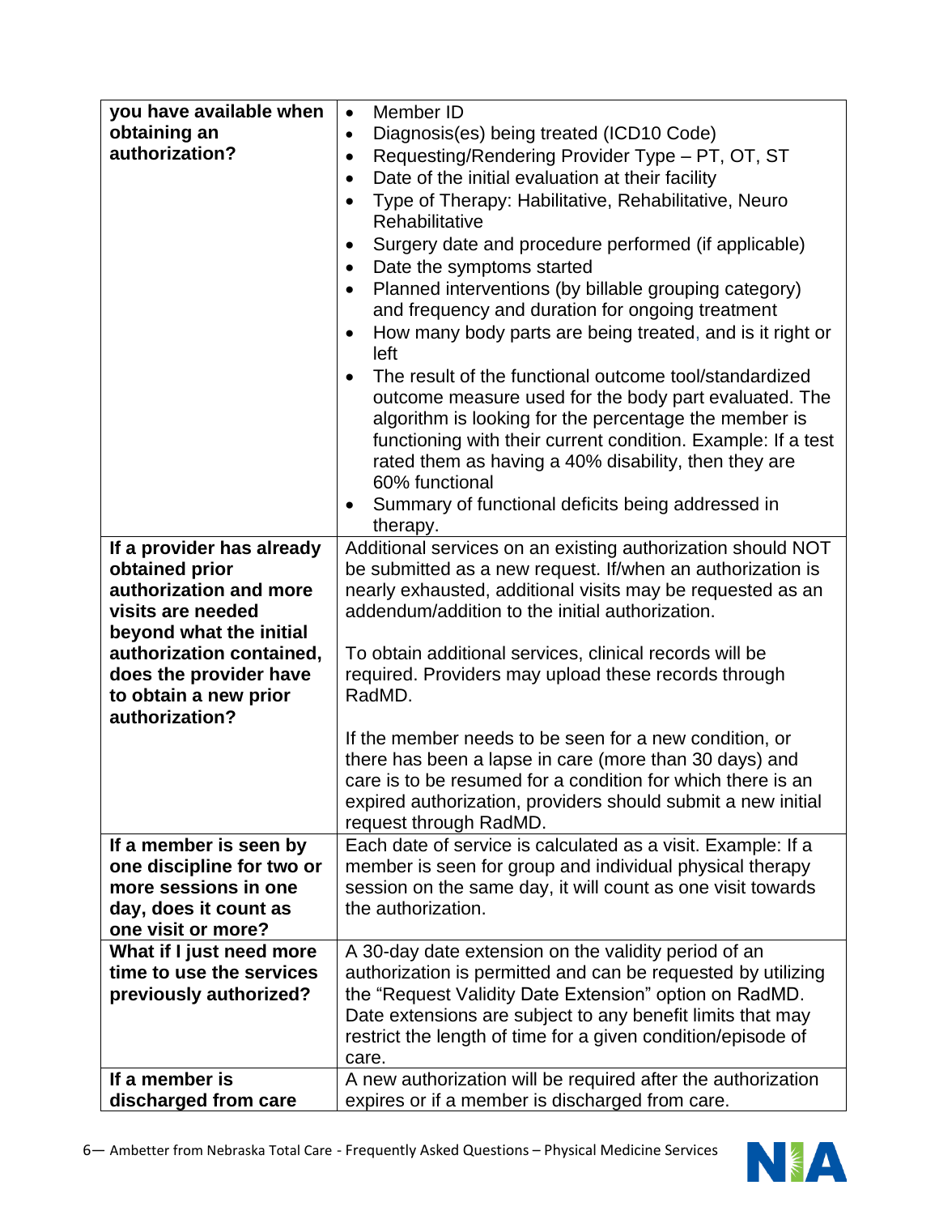| | |
|---|---|
| **you have available when obtaining an authorization?** | • Member ID<br>• Diagnosis(es) being treated (ICD10 Code)<br>• Requesting/Rendering Provider Type – PT, OT, ST<br>• Date of the initial evaluation at their facility<br>• Type of Therapy: Habilitative, Rehabilitative, Neuro Rehabilitative<br>• Surgery date and procedure performed (if applicable)<br>• Date the symptoms started<br>• Planned interventions (by billable grouping category) and frequency and duration for ongoing treatment<br>• How many body parts are being treated, and is it right or left<br>• The result of the functional outcome tool/standardized outcome measure used for the body part evaluated. The algorithm is looking for the percentage the member is functioning with their current condition. Example: If a test rated them as having a 40% disability, then they are 60% functional<br>• Summary of functional deficits being addressed in therapy. |
| **If a provider has already obtained prior authorization and more visits are needed beyond what the initial authorization contained, does the provider have to obtain a new prior authorization?** | Additional services on an existing authorization should NOT be submitted as a new request. If/when an authorization is nearly exhausted, additional visits may be requested as an addendum/addition to the initial authorization.<br><br>To obtain additional services, clinical records will be required. Providers may upload these records through RadMD.<br><br>If the member needs to be seen for a new condition, or there has been a lapse in care (more than 30 days) and care is to be resumed for a condition for which there is an expired authorization, providers should submit a new initial request through RadMD. |
| **If a member is seen by one discipline for two or more sessions in one day, does it count as one visit or more?** | Each date of service is calculated as a visit. Example: If a member is seen for group and individual physical therapy session on the same day, it will count as one visit towards the authorization. |
| **What if I just need more time to use the services previously authorized?** | A 30-day date extension on the validity period of an authorization is permitted and can be requested by utilizing the "Request Validity Date Extension" option on RadMD. Date extensions are subject to any benefit limits that may restrict the length of time for a given condition/episode of care. |
| **If a member is discharged from care** | A new authorization will be required after the authorization expires or if a member is discharged from care. |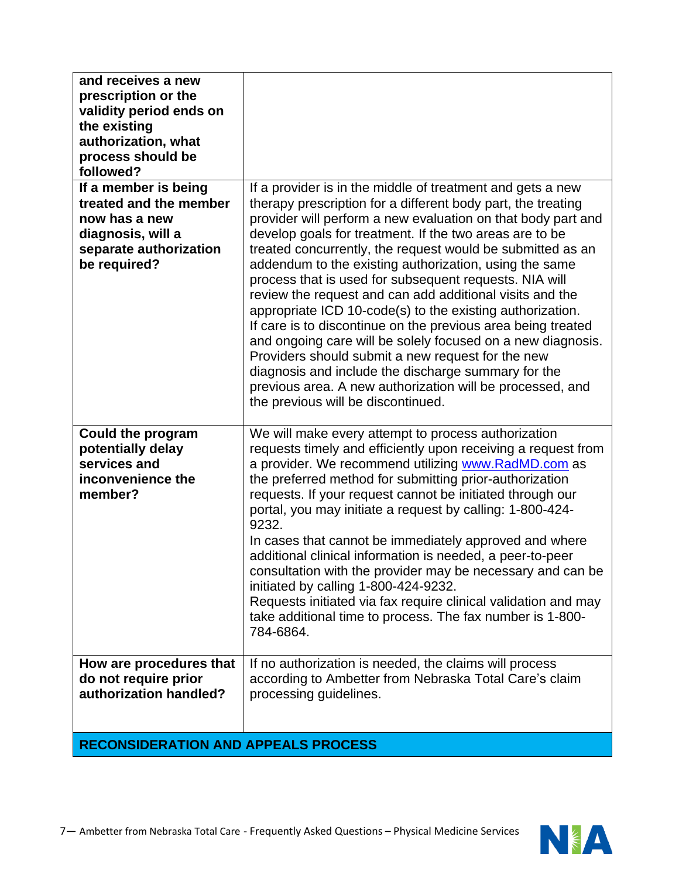| | |
|---|---|
| **and receives a new prescription or the validity period ends on the existing authorization, what process should be followed?** | |
| **If a member is being treated and the member now has a new diagnosis, will a separate authorization be required?** | If a provider is in the middle of treatment and gets a new therapy prescription for a different body part, the treating provider will perform a new evaluation on that body part and develop goals for treatment. If the two areas are to be treated concurrently, the request would be submitted as an addendum to the existing authorization, using the same process that is used for subsequent requests. NIA will review the request and can add additional visits and the appropriate ICD 10-code(s) to the existing authorization.<br>If care is to discontinue on the previous area being treated and ongoing care will be solely focused on a new diagnosis. Providers should submit a new request for the new diagnosis and include the discharge summary for the previous area. A new authorization will be processed, and the previous will be discontinued. |
| **Could the program potentially delay services and inconvenience the member?** | We will make every attempt to process authorization requests timely and efficiently upon receiving a request from a provider. We recommend utilizing www.RadMD.com as the preferred method for submitting prior-authorization requests. If your request cannot be initiated through our portal, you may initiate a request by calling: 1-800-424-9232.<br>In cases that cannot be immediately approved and where additional clinical information is needed, a peer-to-peer consultation with the provider may be necessary and can be initiated by calling 1-800-424-9232.<br>Requests initiated via fax require clinical validation and may take additional time to process. The fax number is 1-800-784-6864. |
| **How are procedures that do not require prior authorization handled?** | If no authorization is needed, the claims will process according to Ambetter from Nebraska Total Care's claim processing guidelines. |
| **RECONSIDERATION AND APPEALS PROCESS** | |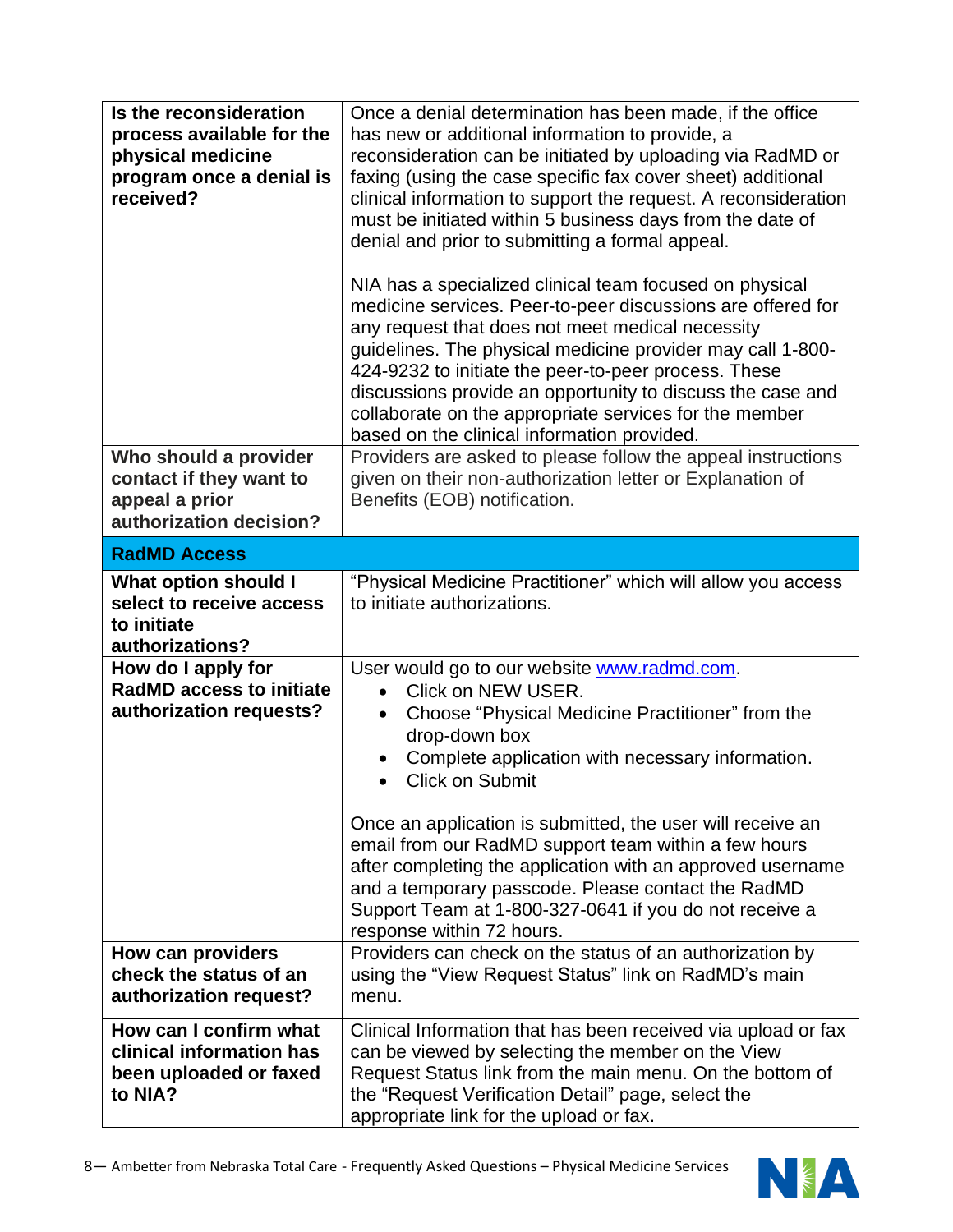| | |
|---|---|
| **Is the reconsideration process available for the physical medicine program once a denial is received?** | Once a denial determination has been made, if the office has new or additional information to provide, a reconsideration can be initiated by uploading via RadMD or faxing (using the case specific fax cover sheet) additional clinical information to support the request. A reconsideration must be initiated within 5 business days from the date of denial and prior to submitting a formal appeal.<br><br>NIA has a specialized clinical team focused on physical medicine services. Peer-to-peer discussions are offered for any request that does not meet medical necessity guidelines. The physical medicine provider may call 1-800-424-9232 to initiate the peer-to-peer process. These discussions provide an opportunity to discuss the case and collaborate on the appropriate services for the member based on the clinical information provided. |
| **Who should a provider contact if they want to appeal a prior authorization decision?** | Providers are asked to please follow the appeal instructions given on their non-authorization letter or Explanation of Benefits (EOB) notification. |
| **RadMD Access** | |
| **What option should I select to receive access to initiate authorizations?** | "Physical Medicine Practitioner" which will allow you access to initiate authorizations. |
| **How do I apply for RadMD access to initiate authorization requests?** | User would go to our website [www.radmd.com](http://www.radmd.com).<br>• Click on NEW USER.<br>• Choose "Physical Medicine Practitioner" from the drop-down box<br>• Complete application with necessary information.<br>• Click on Submit<br><br>Once an application is submitted, the user will receive an email from our RadMD support team within a few hours after completing the application with an approved username and a temporary passcode. Please contact the RadMD Support Team at 1-800-327-0641 if you do not receive a response within 72 hours. |
| **How can providers check the status of an authorization request?** | Providers can check on the status of an authorization by using the "View Request Status" link on RadMD's main menu. |
| **How can I confirm what clinical information has been uploaded or faxed to NIA?** | Clinical Information that has been received via upload or fax can be viewed by selecting the member on the View Request Status link from the main menu. On the bottom of the "Request Verification Detail" page, select the appropriate link for the upload or fax. |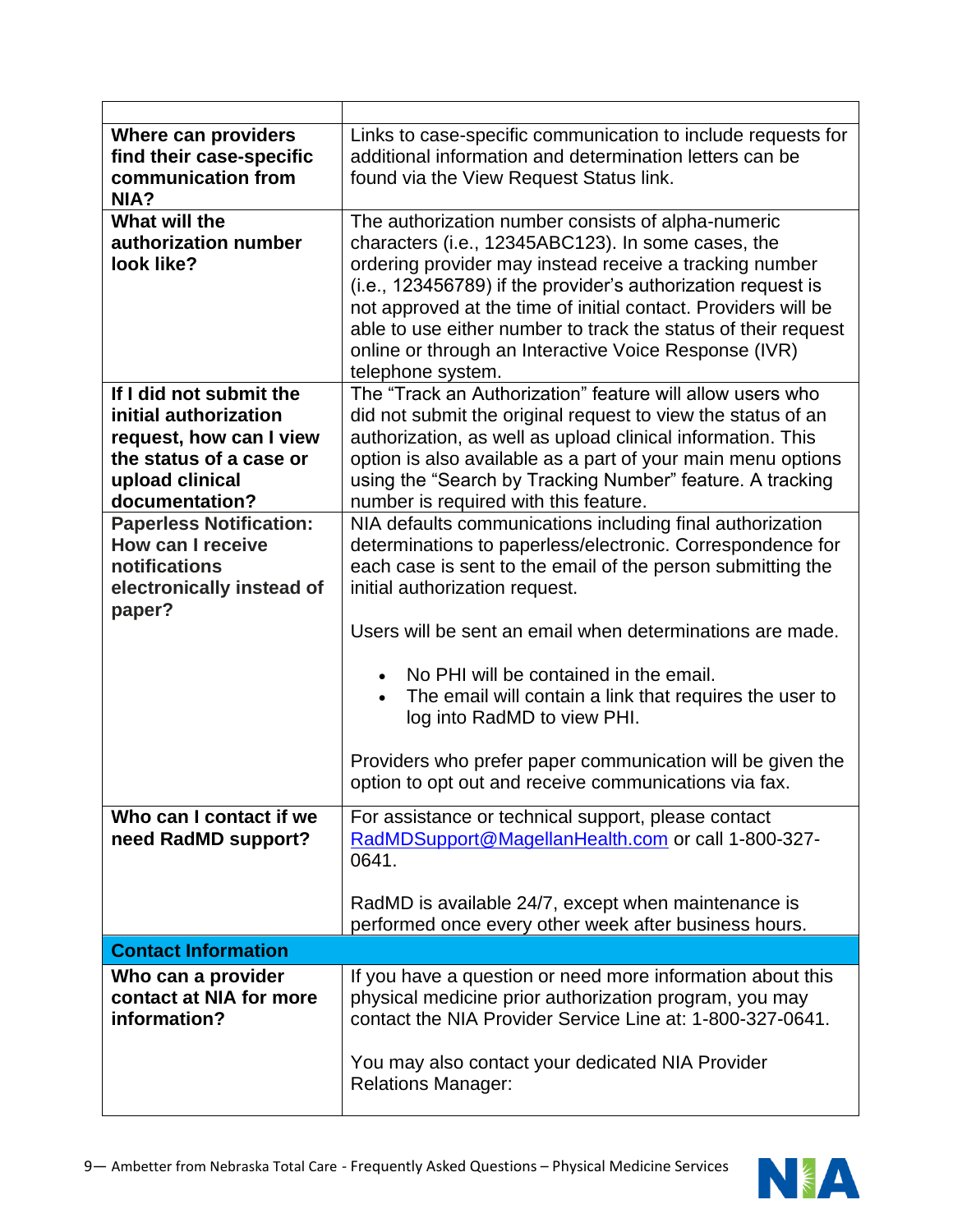| | |
|---|---|
| **Where can providers find their case-specific communication from NIA?** | Links to case-specific communication to include requests for additional information and determination letters can be found via the View Request Status link. |
| **What will the authorization number look like?** | The authorization number consists of alpha-numeric characters (i.e., 12345ABC123). In some cases, the ordering provider may instead receive a tracking number (i.e., 123456789) if the provider's authorization request is not approved at the time of initial contact. Providers will be able to use either number to track the status of their request online or through an Interactive Voice Response (IVR) telephone system. |
| **If I did not submit the initial authorization request, how can I view the status of a case or upload clinical documentation?** | The "Track an Authorization" feature will allow users who did not submit the original request to view the status of an authorization, as well as upload clinical information. This option is also available as a part of your main menu options using the "Search by Tracking Number" feature. A tracking number is required with this feature. |
| **Paperless Notification: How can I receive notifications electronically instead of paper?** | NIA defaults communications including final authorization determinations to paperless/electronic. Correspondence for each case is sent to the email of the person submitting the initial authorization request.<br><br>Users will be sent an email when determinations are made.<br><br>• No PHI will be contained in the email.<br>• The email will contain a link that requires the user to log into RadMD to view PHI.<br><br>Providers who prefer paper communication will be given the option to opt out and receive communications via fax. |
| **Who can I contact if we need RadMD support?** | For assistance or technical support, please contact RadMDSupport@MagellanHealth.com or call 1-800-327-0641.<br><br>RadMD is available 24/7, except when maintenance is performed once every other week after business hours. |
| **Contact Information** | |
| **Who can a provider contact at NIA for more information?** | If you have a question or need more information about this physical medicine prior authorization program, you may contact the NIA Provider Service Line at: 1-800-327-0641.<br><br>You may also contact your dedicated NIA Provider Relations Manager: |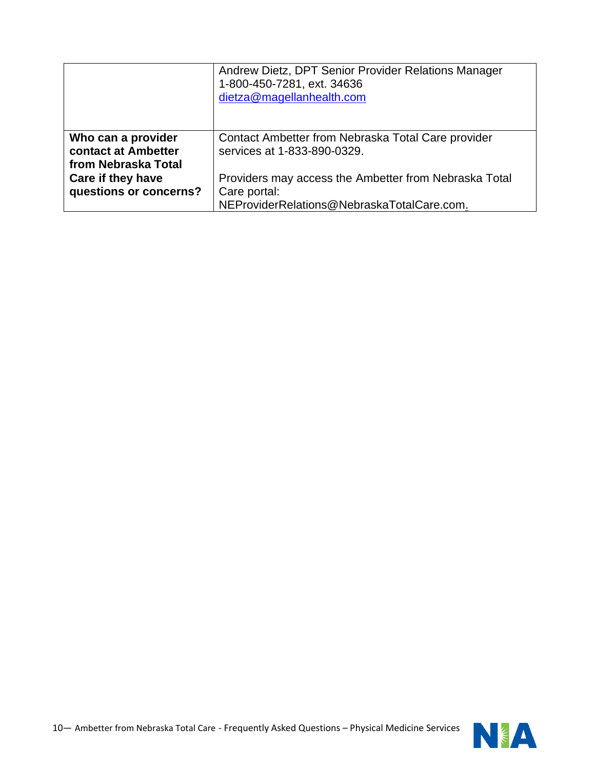| | |
|---|---|
| | Andrew Dietz, DPT Senior Provider Relations Manager<br>1-800-450-7281, ext. 34636<br>dietza@magellanhealth.com |
| **Who can a provider contact at Ambetter from Nebraska Total Care if they have questions or concerns?** | Contact Ambetter from Nebraska Total Care provider services at 1-833-890-0329.<br><br>Providers may access the Ambetter from Nebraska Total Care portal:<br>NEProviderRelations@NebraskaTotalCare.com. |